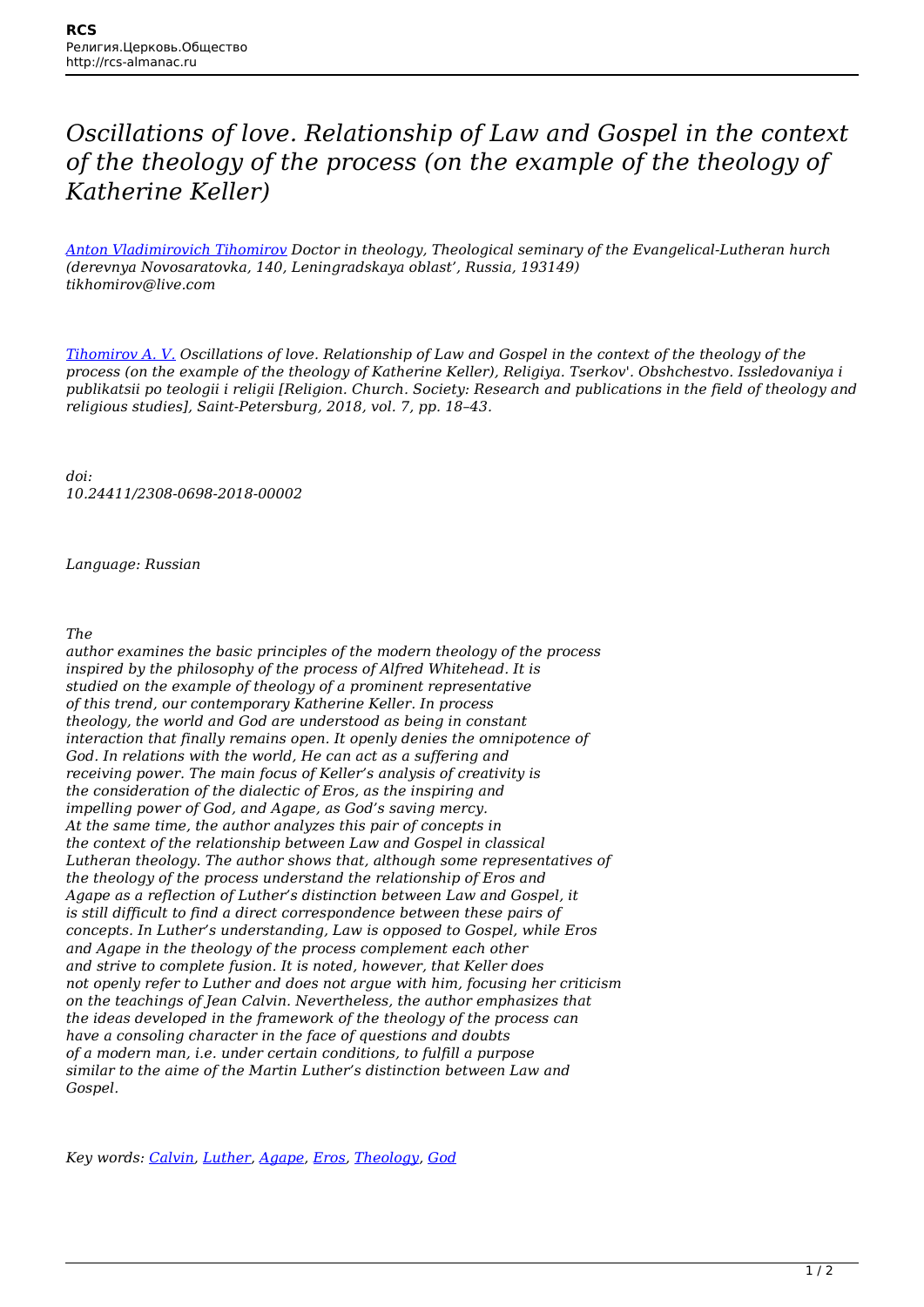# *Oscillations of love. Relationship of Law and Gospel in the context of the theology of the process (on the example of the theology of Katherine Keller)*

*[Anton Vladimirovich Tihomirov](#) Doctor in theology, Theological seminary of the Evangelical-Lutheran hurch (derevnya Novosaratovka, 140, Leningradskaya oblast', Russia, 193149)*
*tikhomirov@live.com*

*[Tihomirov A. V.](#) Oscillations of love. Relationship of Law and Gospel in the context of the theology of the process (on the example of the theology of Katherine Keller), Religiya. Tserkov'. Obshchestvo. Issledovaniya i publikatsii po teologii i religii [Religion. Church. Society: Research and publications in the field of theology and religious studies], Saint-Petersburg, 2018, vol. 7, pp. 18–43.*

*doi:*
*10.24411/2308-0698-2018-00002*

*Language: Russian*

*The author examines the basic principles of the modern theology of the process inspired by the philosophy of the process of Alfred Whitehead. It is studied on the example of theology of a prominent representative of this trend, our contemporary Katherine Keller. In process theology, the world and God are understood as being in constant interaction that finally remains open. It openly denies the omnipotence of God. In relations with the world, He can act as a suffering and receiving power. The main focus of Keller's analysis of creativity is the consideration of the dialectic of Eros, as the inspiring and impelling power of God, and Agape, as God's saving mercy. At the same time, the author analyzes this pair of concepts in the context of the relationship between Law and Gospel in classical Lutheran theology. The author shows that, although some representatives of the theology of the process understand the relationship of Eros and Agape as a reflection of Luther's distinction between Law and Gospel, it is still difficult to find a direct correspondence between these pairs of concepts. In Luther's understanding, Law is opposed to Gospel, while Eros and Agape in the theology of the process complement each other and strive to complete fusion. It is noted, however, that Keller does not openly refer to Luther and does not argue with him, focusing her criticism on the teachings of Jean Calvin. Nevertheless, the author emphasizes that the ideas developed in the framework of the theology of the process can have a consoling character in the face of questions and doubts of a modern man, i.e. under certain conditions, to fulfill a purpose similar to the aime of the Martin Luther's distinction between Law and Gospel.*

*Key words: [Calvin](#), [Luther](#), [Agape](#), [Eros](#), [Theology](#), [God](#)*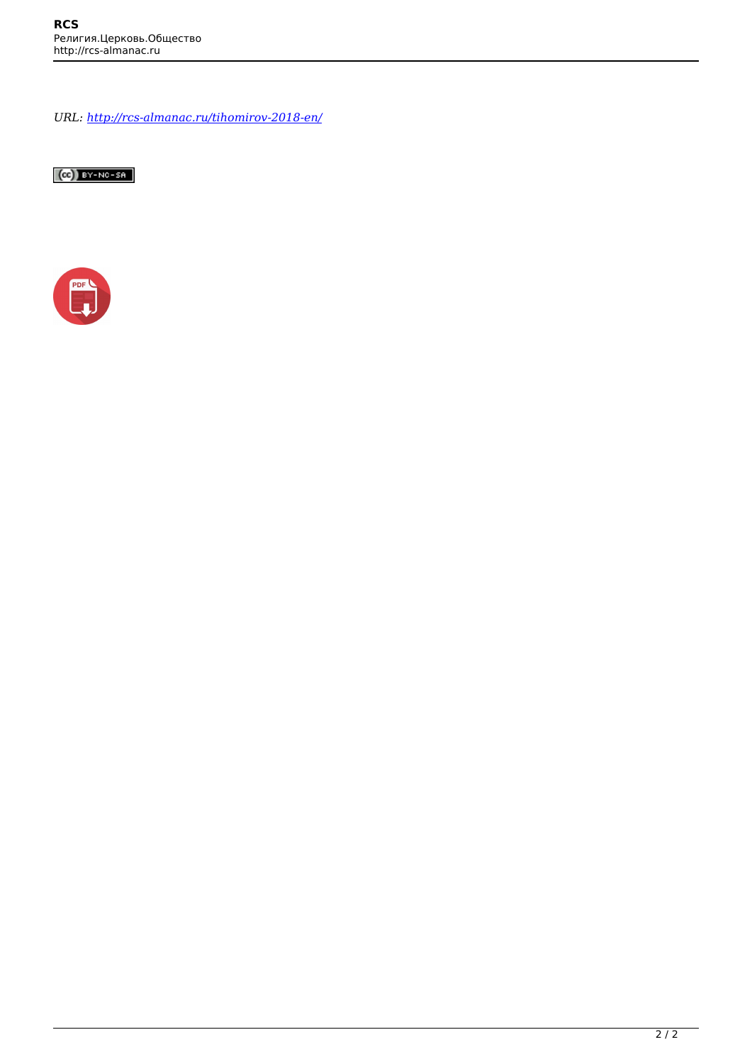*URL: http://rcs-almanac.ru/tihomirov-2018-en/*